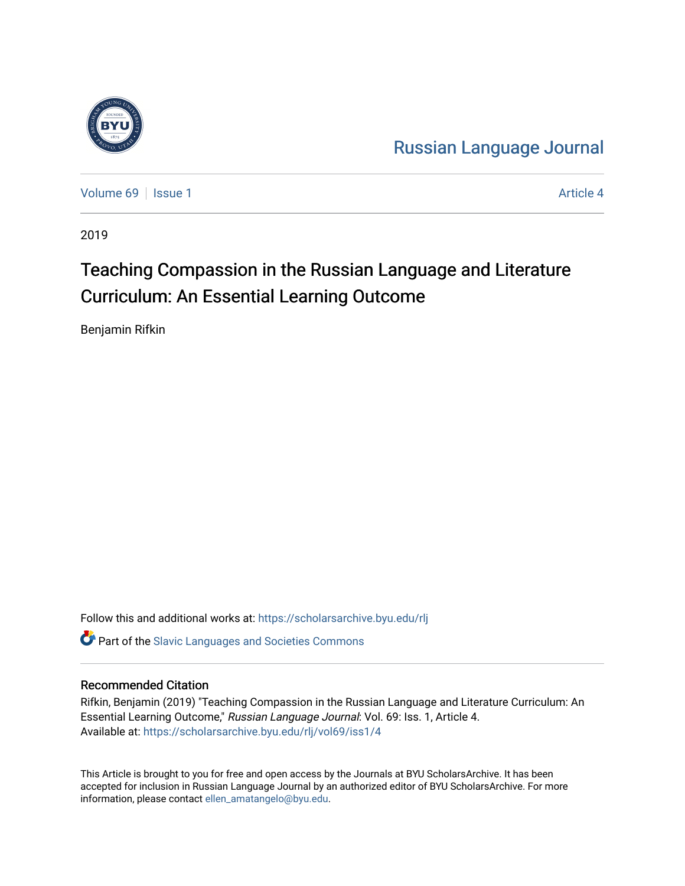Russian Language Journal

Volume 69 | Issue 1 | Article 4

2019

# Teaching Compassion in the Russian Language and Literature Curriculum: An Essential Learning Outcome

Benjamin Rifkin

Follow this and additional works at: https://scholarsarchive.byu.edu/rlj

Part of the Slavic Languages and Societies Commons

## Recommended Citation

Rifkin, Benjamin (2019) "Teaching Compassion in the Russian Language and Literature Curriculum: An Essential Learning Outcome," *Russian Language Journal*: Vol. 69: Iss. 1, Article 4.
Available at: https://scholarsarchive.byu.edu/rlj/vol69/iss1/4

This Article is brought to you for free and open access by the Journals at BYU ScholarsArchive. It has been accepted for inclusion in Russian Language Journal by an authorized editor of BYU ScholarsArchive. For more information, please contact ellen_amatangelo@byu.edu.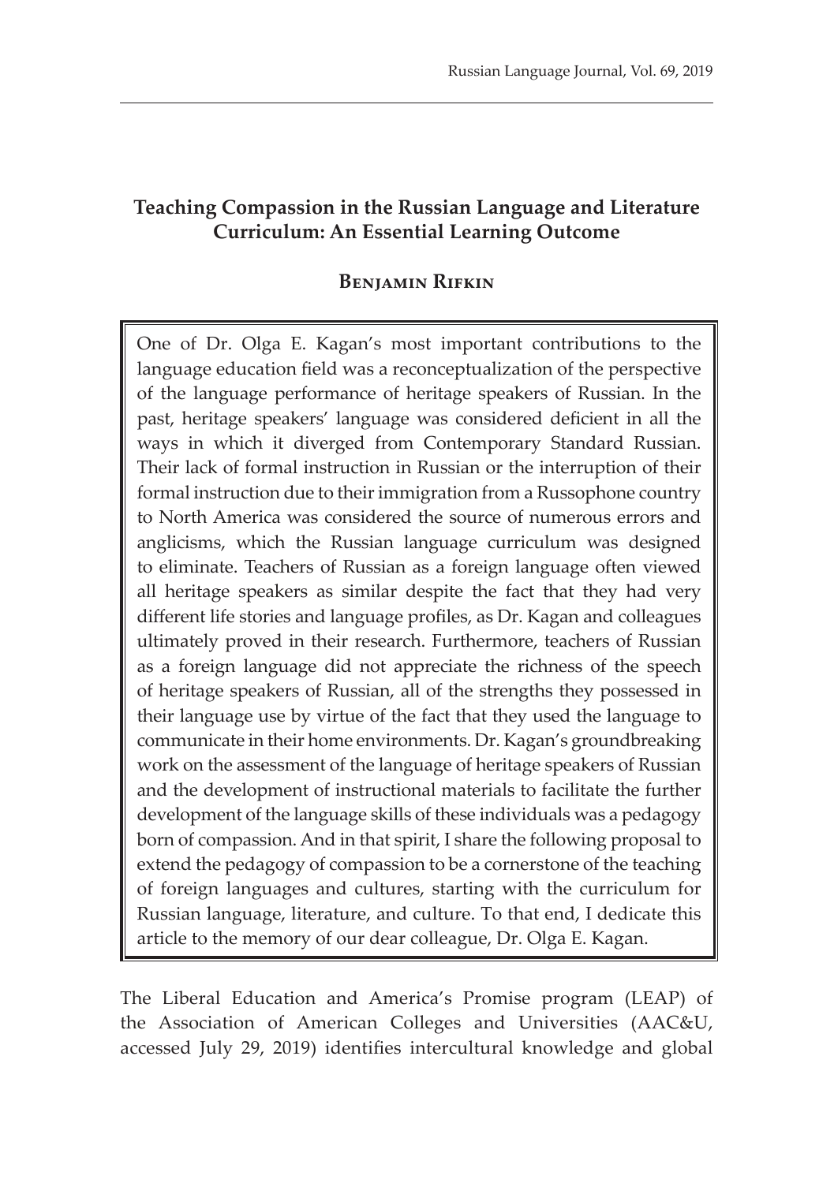# Teaching Compassion in the Russian Language and Literature Curriculum: An Essential Learning Outcome

### Benjamin Rifkin

> One of Dr. Olga E. Kagan's most important contributions to the language education field was a reconceptualization of the perspective of the language performance of heritage speakers of Russian. In the past, heritage speakers' language was considered deficient in all the ways in which it diverged from Contemporary Standard Russian. Their lack of formal instruction in Russian or the interruption of their formal instruction due to their immigration from a Russophone country to North America was considered the source of numerous errors and anglicisms, which the Russian language curriculum was designed to eliminate. Teachers of Russian as a foreign language often viewed all heritage speakers as similar despite the fact that they had very different life stories and language profiles, as Dr. Kagan and colleagues ultimately proved in their research. Furthermore, teachers of Russian as a foreign language did not appreciate the richness of the speech of heritage speakers of Russian, all of the strengths they possessed in their language use by virtue of the fact that they used the language to communicate in their home environments. Dr. Kagan's groundbreaking work on the assessment of the language of heritage speakers of Russian and the development of instructional materials to facilitate the further development of the language skills of these individuals was a pedagogy born of compassion. And in that spirit, I share the following proposal to extend the pedagogy of compassion to be a cornerstone of the teaching of foreign languages and cultures, starting with the curriculum for Russian language, literature, and culture. To that end, I dedicate this article to the memory of our dear colleague, Dr. Olga E. Kagan.

The Liberal Education and America's Promise program (LEAP) of the Association of American Colleges and Universities (AAC&U, accessed July 29, 2019) identifies intercultural knowledge and global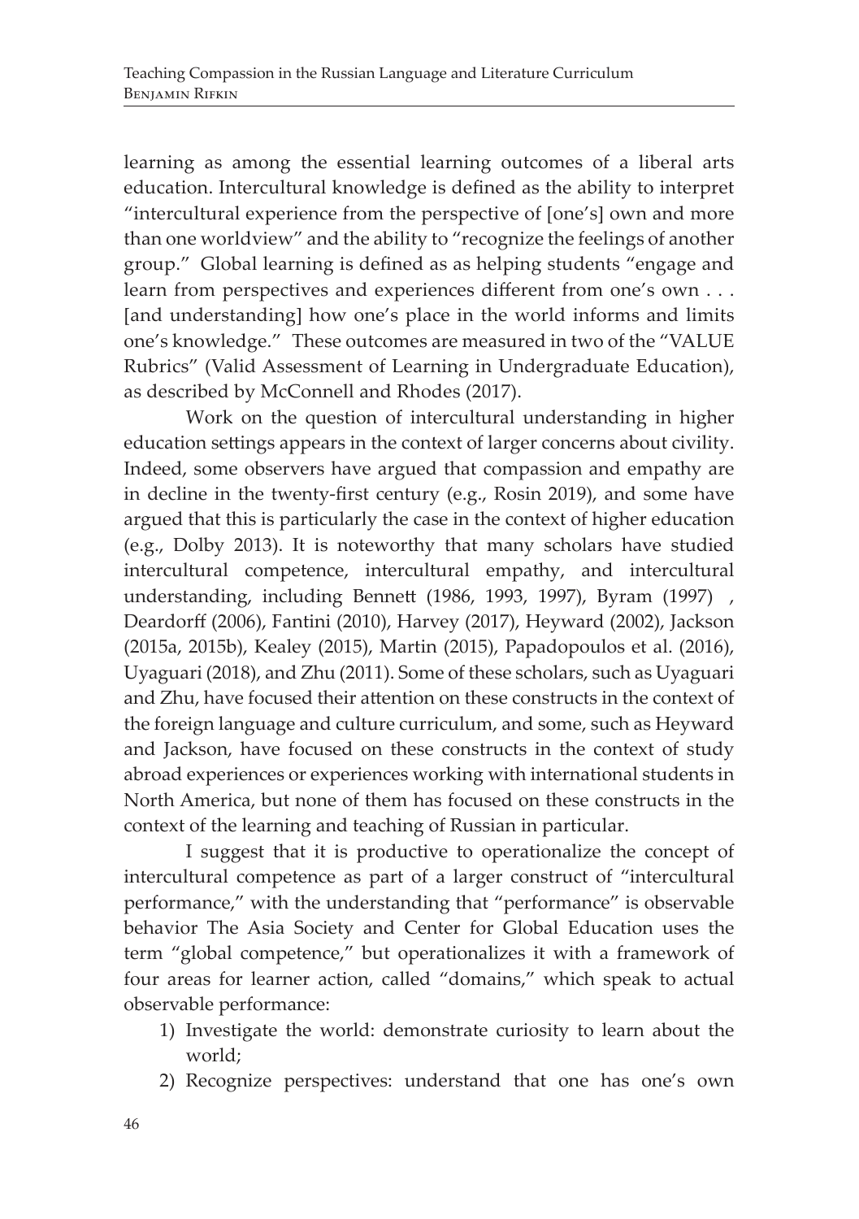learning as among the essential learning outcomes of a liberal arts education. Intercultural knowledge is defined as the ability to interpret "intercultural experience from the perspective of [one's] own and more than one worldview" and the ability to "recognize the feelings of another group." Global learning is defined as as helping students "engage and learn from perspectives and experiences different from one's own . . . [and understanding] how one's place in the world informs and limits one's knowledge." These outcomes are measured in two of the "VALUE Rubrics" (Valid Assessment of Learning in Undergraduate Education), as described by McConnell and Rhodes (2017).

Work on the question of intercultural understanding in higher education settings appears in the context of larger concerns about civility. Indeed, some observers have argued that compassion and empathy are in decline in the twenty-first century (e.g., Rosin 2019), and some have argued that this is particularly the case in the context of higher education (e.g., Dolby 2013). It is noteworthy that many scholars have studied intercultural competence, intercultural empathy, and intercultural understanding, including Bennett (1986, 1993, 1997), Byram (1997) , Deardorff (2006), Fantini (2010), Harvey (2017), Heyward (2002), Jackson (2015a, 2015b), Kealey (2015), Martin (2015), Papadopoulos et al. (2016), Uyaguari (2018), and Zhu (2011). Some of these scholars, such as Uyaguari and Zhu, have focused their attention on these constructs in the context of the foreign language and culture curriculum, and some, such as Heyward and Jackson, have focused on these constructs in the context of study abroad experiences or experiences working with international students in North America, but none of them has focused on these constructs in the context of the learning and teaching of Russian in particular.

I suggest that it is productive to operationalize the concept of intercultural competence as part of a larger construct of "intercultural performance," with the understanding that "performance" is observable behavior The Asia Society and Center for Global Education uses the term "global competence," but operationalizes it with a framework of four areas for learner action, called "domains," which speak to actual observable performance:

1) Investigate the world: demonstrate curiosity to learn about the world;
2) Recognize perspectives: understand that one has one's own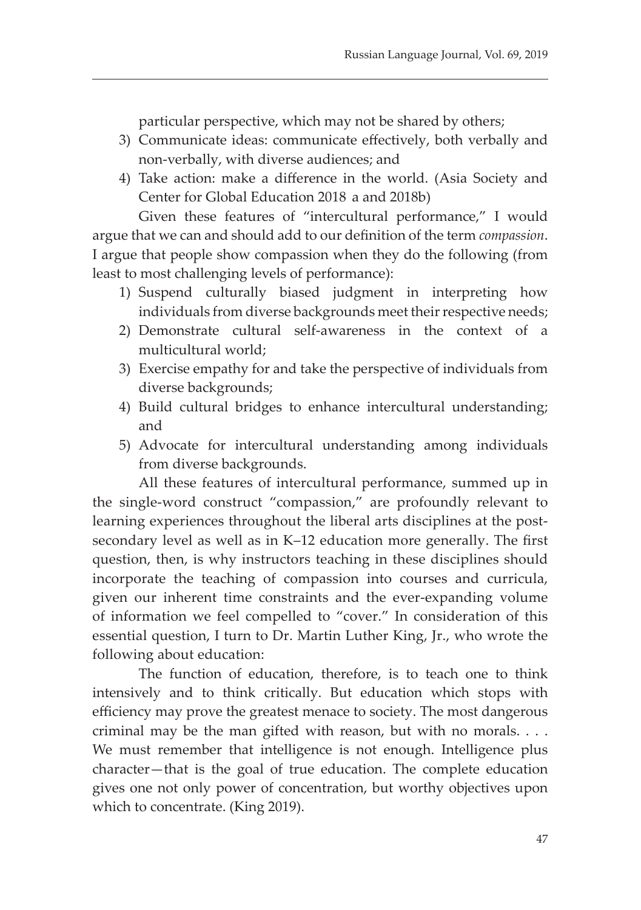particular perspective, which may not be shared by others;

3) Communicate ideas: communicate effectively, both verbally and non-verbally, with diverse audiences; and
4) Take action: make a difference in the world. (Asia Society and Center for Global Education 2018 a and 2018b)

Given these features of "intercultural performance," I would argue that we can and should add to our definition of the term *compassion*. I argue that people show compassion when they do the following (from least to most challenging levels of performance):

1) Suspend culturally biased judgment in interpreting how individuals from diverse backgrounds meet their respective needs;
2) Demonstrate cultural self-awareness in the context of a multicultural world;
3) Exercise empathy for and take the perspective of individuals from diverse backgrounds;
4) Build cultural bridges to enhance intercultural understanding; and
5) Advocate for intercultural understanding among individuals from diverse backgrounds.

All these features of intercultural performance, summed up in the single-word construct "compassion," are profoundly relevant to learning experiences throughout the liberal arts disciplines at the post-secondary level as well as in K–12 education more generally. The first question, then, is why instructors teaching in these disciplines should incorporate the teaching of compassion into courses and curricula, given our inherent time constraints and the ever-expanding volume of information we feel compelled to "cover." In consideration of this essential question, I turn to Dr. Martin Luther King, Jr., who wrote the following about education:

The function of education, therefore, is to teach one to think intensively and to think critically. But education which stops with efficiency may prove the greatest menace to society. The most dangerous criminal may be the man gifted with reason, but with no morals. . . . We must remember that intelligence is not enough. Intelligence plus character—that is the goal of true education. The complete education gives one not only power of concentration, but worthy objectives upon which to concentrate. (King 2019).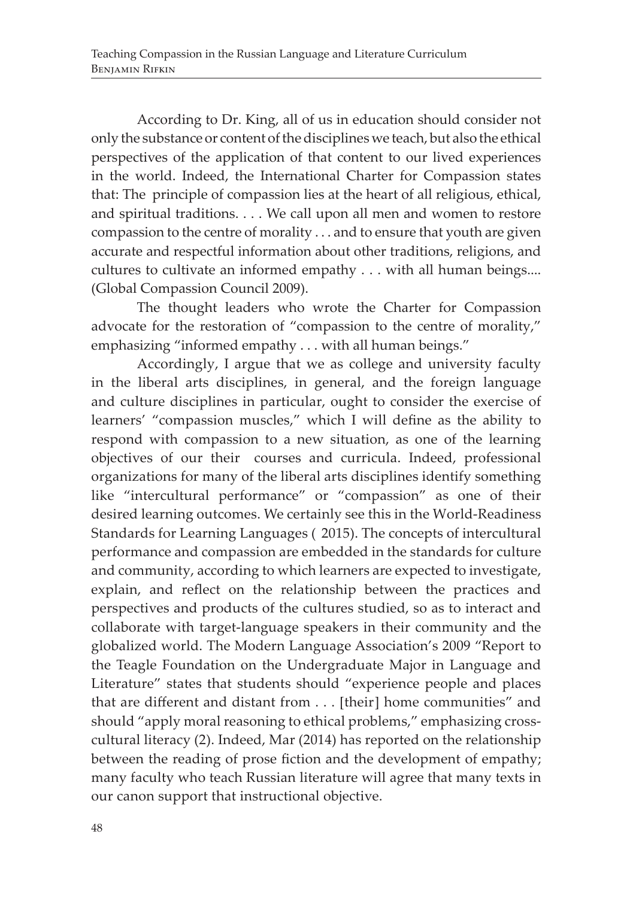According to Dr. King, all of us in education should consider not only the substance or content of the disciplines we teach, but also the ethical perspectives of the application of that content to our lived experiences in the world. Indeed, the International Charter for Compassion states that: The principle of compassion lies at the heart of all religious, ethical, and spiritual traditions. . . . We call upon all men and women to restore compassion to the centre of morality . . . and to ensure that youth are given accurate and respectful information about other traditions, religions, and cultures to cultivate an informed empathy . . . with all human beings.... (Global Compassion Council 2009).

The thought leaders who wrote the Charter for Compassion advocate for the restoration of "compassion to the centre of morality," emphasizing "informed empathy . . . with all human beings."

Accordingly, I argue that we as college and university faculty in the liberal arts disciplines, in general, and the foreign language and culture disciplines in particular, ought to consider the exercise of learners' "compassion muscles," which I will define as the ability to respond with compassion to a new situation, as one of the learning objectives of our their courses and curricula. Indeed, professional organizations for many of the liberal arts disciplines identify something like "intercultural performance" or "compassion" as one of their desired learning outcomes. We certainly see this in the World-Readiness Standards for Learning Languages ( 2015). The concepts of intercultural performance and compassion are embedded in the standards for culture and community, according to which learners are expected to investigate, explain, and reflect on the relationship between the practices and perspectives and products of the cultures studied, so as to interact and collaborate with target-language speakers in their community and the globalized world. The Modern Language Association's 2009 "Report to the Teagle Foundation on the Undergraduate Major in Language and Literature" states that students should "experience people and places that are different and distant from . . . [their] home communities" and should "apply moral reasoning to ethical problems," emphasizing cross-cultural literacy (2). Indeed, Mar (2014) has reported on the relationship between the reading of prose fiction and the development of empathy; many faculty who teach Russian literature will agree that many texts in our canon support that instructional objective.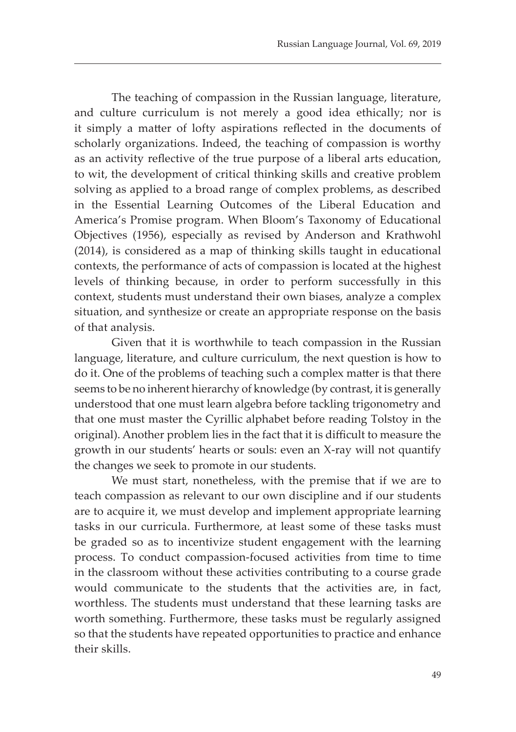The teaching of compassion in the Russian language, literature, and culture curriculum is not merely a good idea ethically; nor is it simply a matter of lofty aspirations reflected in the documents of scholarly organizations. Indeed, the teaching of compassion is worthy as an activity reflective of the true purpose of a liberal arts education, to wit, the development of critical thinking skills and creative problem solving as applied to a broad range of complex problems, as described in the Essential Learning Outcomes of the Liberal Education and America's Promise program. When Bloom's Taxonomy of Educational Objectives (1956), especially as revised by Anderson and Krathwohl (2014), is considered as a map of thinking skills taught in educational contexts, the performance of acts of compassion is located at the highest levels of thinking because, in order to perform successfully in this context, students must understand their own biases, analyze a complex situation, and synthesize or create an appropriate response on the basis of that analysis.

Given that it is worthwhile to teach compassion in the Russian language, literature, and culture curriculum, the next question is how to do it. One of the problems of teaching such a complex matter is that there seems to be no inherent hierarchy of knowledge (by contrast, it is generally understood that one must learn algebra before tackling trigonometry and that one must master the Cyrillic alphabet before reading Tolstoy in the original). Another problem lies in the fact that it is difficult to measure the growth in our students' hearts or souls: even an X-ray will not quantify the changes we seek to promote in our students.

We must start, nonetheless, with the premise that if we are to teach compassion as relevant to our own discipline and if our students are to acquire it, we must develop and implement appropriate learning tasks in our curricula. Furthermore, at least some of these tasks must be graded so as to incentivize student engagement with the learning process. To conduct compassion-focused activities from time to time in the classroom without these activities contributing to a course grade would communicate to the students that the activities are, in fact, worthless. The students must understand that these learning tasks are worth something. Furthermore, these tasks must be regularly assigned so that the students have repeated opportunities to practice and enhance their skills.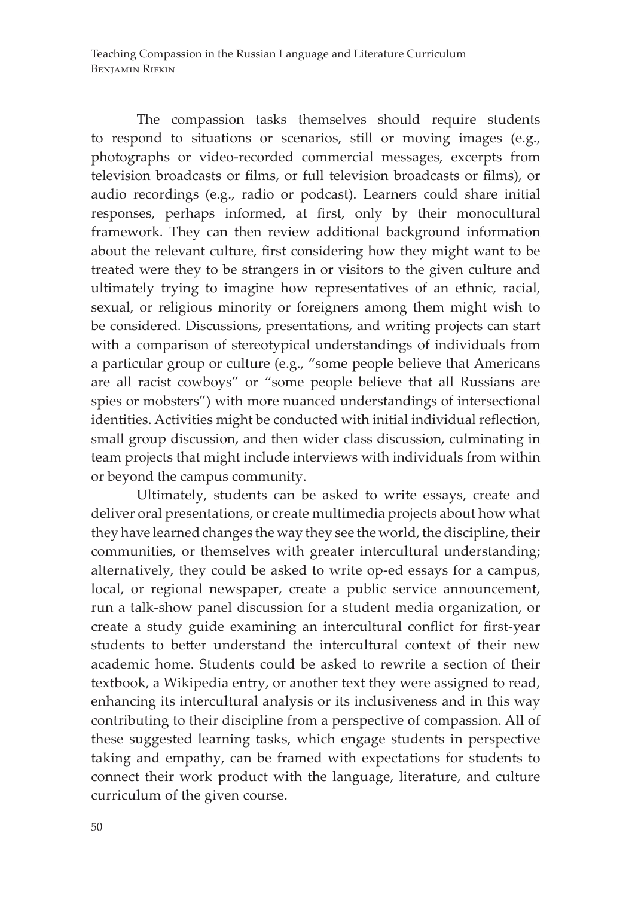The compassion tasks themselves should require students to respond to situations or scenarios, still or moving images (e.g., photographs or video-recorded commercial messages, excerpts from television broadcasts or films, or full television broadcasts or films), or audio recordings (e.g., radio or podcast). Learners could share initial responses, perhaps informed, at first, only by their monocultural framework. They can then review additional background information about the relevant culture, first considering how they might want to be treated were they to be strangers in or visitors to the given culture and ultimately trying to imagine how representatives of an ethnic, racial, sexual, or religious minority or foreigners among them might wish to be considered. Discussions, presentations, and writing projects can start with a comparison of stereotypical understandings of individuals from a particular group or culture (e.g., "some people believe that Americans are all racist cowboys" or "some people believe that all Russians are spies or mobsters") with more nuanced understandings of intersectional identities. Activities might be conducted with initial individual reflection, small group discussion, and then wider class discussion, culminating in team projects that might include interviews with individuals from within or beyond the campus community.

Ultimately, students can be asked to write essays, create and deliver oral presentations, or create multimedia projects about how what they have learned changes the way they see the world, the discipline, their communities, or themselves with greater intercultural understanding; alternatively, they could be asked to write op-ed essays for a campus, local, or regional newspaper, create a public service announcement, run a talk-show panel discussion for a student media organization, or create a study guide examining an intercultural conflict for first-year students to better understand the intercultural context of their new academic home. Students could be asked to rewrite a section of their textbook, a Wikipedia entry, or another text they were assigned to read, enhancing its intercultural analysis or its inclusiveness and in this way contributing to their discipline from a perspective of compassion. All of these suggested learning tasks, which engage students in perspective taking and empathy, can be framed with expectations for students to connect their work product with the language, literature, and culture curriculum of the given course.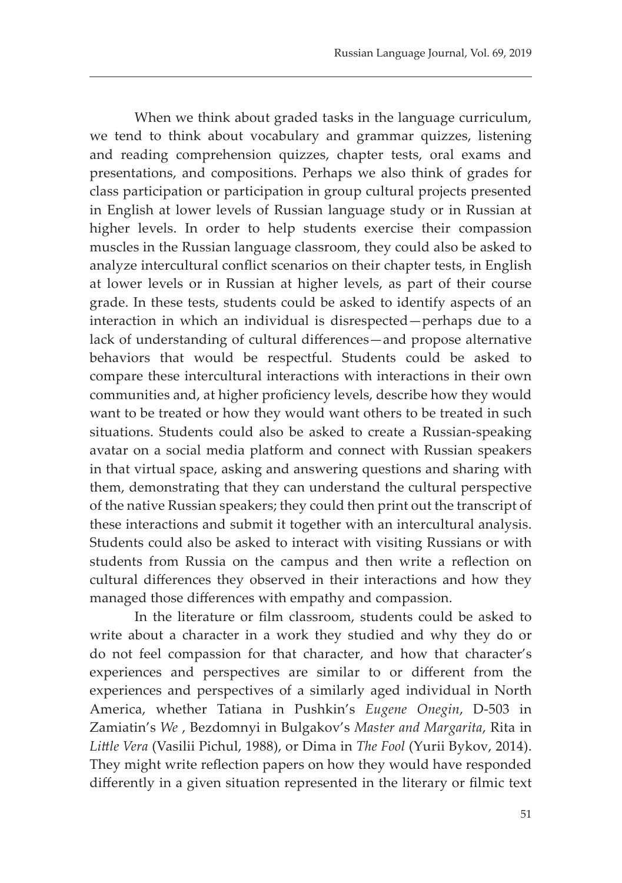When we think about graded tasks in the language curriculum, we tend to think about vocabulary and grammar quizzes, listening and reading comprehension quizzes, chapter tests, oral exams and presentations, and compositions. Perhaps we also think of grades for class participation or participation in group cultural projects presented in English at lower levels of Russian language study or in Russian at higher levels. In order to help students exercise their compassion muscles in the Russian language classroom, they could also be asked to analyze intercultural conflict scenarios on their chapter tests, in English at lower levels or in Russian at higher levels, as part of their course grade. In these tests, students could be asked to identify aspects of an interaction in which an individual is disrespected—perhaps due to a lack of understanding of cultural differences—and propose alternative behaviors that would be respectful. Students could be asked to compare these intercultural interactions with interactions in their own communities and, at higher proficiency levels, describe how they would want to be treated or how they would want others to be treated in such situations. Students could also be asked to create a Russian-speaking avatar on a social media platform and connect with Russian speakers in that virtual space, asking and answering questions and sharing with them, demonstrating that they can understand the cultural perspective of the native Russian speakers; they could then print out the transcript of these interactions and submit it together with an intercultural analysis. Students could also be asked to interact with visiting Russians or with students from Russia on the campus and then write a reflection on cultural differences they observed in their interactions and how they managed those differences with empathy and compassion.

In the literature or film classroom, students could be asked to write about a character in a work they studied and why they do or do not feel compassion for that character, and how that character's experiences and perspectives are similar to or different from the experiences and perspectives of a similarly aged individual in North America, whether Tatiana in Pushkin's *Eugene Onegin*, D-503 in Zamiatin's *We* , Bezdomnyi in Bulgakov's *Master and Margarita*, Rita in *Little Vera* (Vasilii Pichul, 1988), or Dima in *The Fool* (Yurii Bykov, 2014). They might write reflection papers on how they would have responded differently in a given situation represented in the literary or filmic text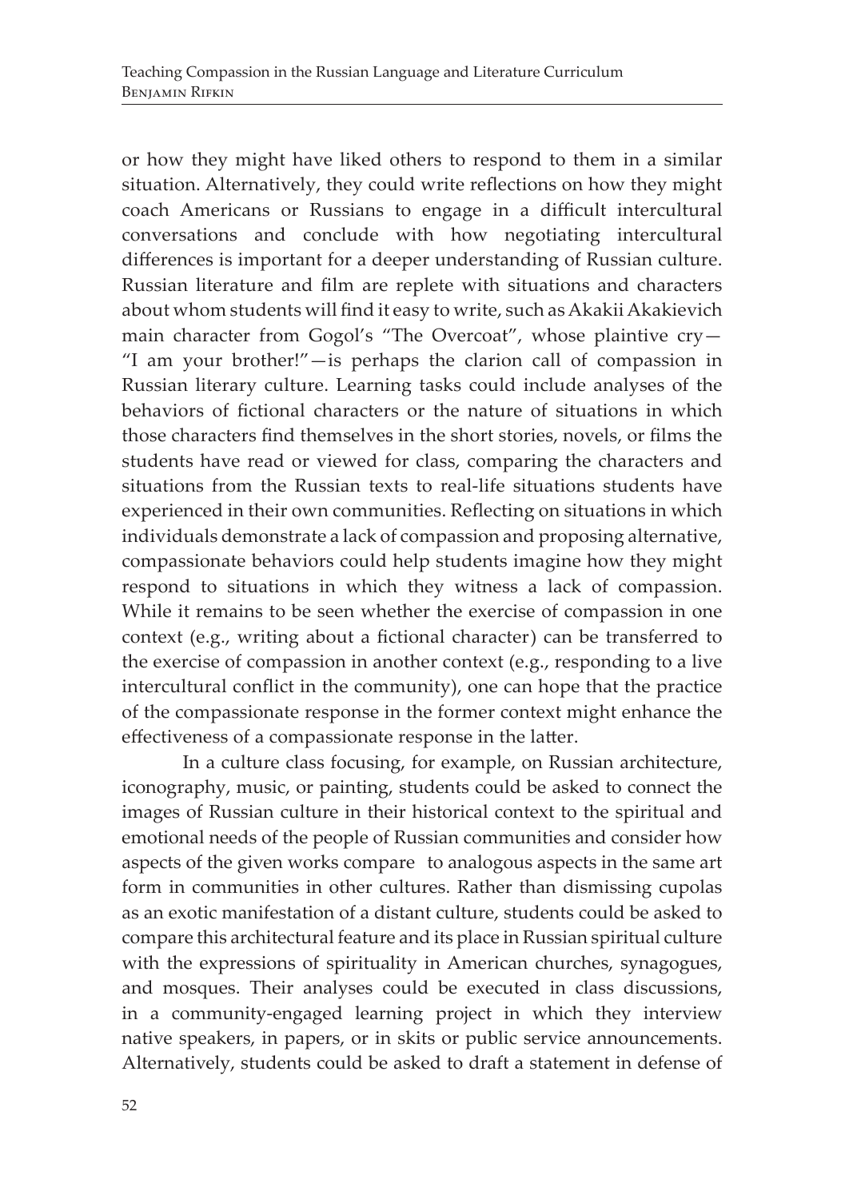or how they might have liked others to respond to them in a similar situation. Alternatively, they could write reflections on how they might coach Americans or Russians to engage in a difficult intercultural conversations and conclude with how negotiating intercultural differences is important for a deeper understanding of Russian culture. Russian literature and film are replete with situations and characters about whom students will find it easy to write, such as Akakii Akakievich main character from Gogol's "The Overcoat", whose plaintive cry—"I am your brother!"—is perhaps the clarion call of compassion in Russian literary culture. Learning tasks could include analyses of the behaviors of fictional characters or the nature of situations in which those characters find themselves in the short stories, novels, or films the students have read or viewed for class, comparing the characters and situations from the Russian texts to real-life situations students have experienced in their own communities. Reflecting on situations in which individuals demonstrate a lack of compassion and proposing alternative, compassionate behaviors could help students imagine how they might respond to situations in which they witness a lack of compassion. While it remains to be seen whether the exercise of compassion in one context (e.g., writing about a fictional character) can be transferred to the exercise of compassion in another context (e.g., responding to a live intercultural conflict in the community), one can hope that the practice of the compassionate response in the former context might enhance the effectiveness of a compassionate response in the latter.

In a culture class focusing, for example, on Russian architecture, iconography, music, or painting, students could be asked to connect the images of Russian culture in their historical context to the spiritual and emotional needs of the people of Russian communities and consider how aspects of the given works compare to analogous aspects in the same art form in communities in other cultures. Rather than dismissing cupolas as an exotic manifestation of a distant culture, students could be asked to compare this architectural feature and its place in Russian spiritual culture with the expressions of spirituality in American churches, synagogues, and mosques. Their analyses could be executed in class discussions, in a community-engaged learning project in which they interview native speakers, in papers, or in skits or public service announcements. Alternatively, students could be asked to draft a statement in defense of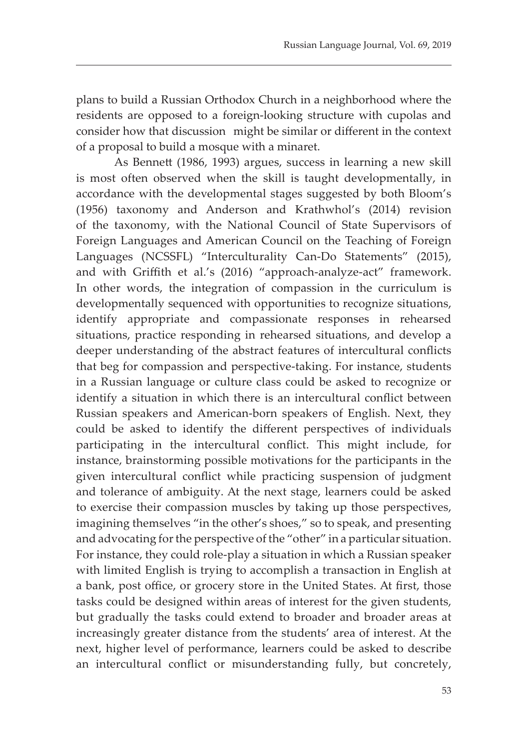plans to build a Russian Orthodox Church in a neighborhood where the residents are opposed to a foreign-looking structure with cupolas and consider how that discussion might be similar or different in the context of a proposal to build a mosque with a minaret.

As Bennett (1986, 1993) argues, success in learning a new skill is most often observed when the skill is taught developmentally, in accordance with the developmental stages suggested by both Bloom's (1956) taxonomy and Anderson and Krathwhol's (2014) revision of the taxonomy, with the National Council of State Supervisors of Foreign Languages and American Council on the Teaching of Foreign Languages (NCSSFL) "Interculturality Can-Do Statements" (2015), and with Griffith et al.'s (2016) "approach-analyze-act" framework. In other words, the integration of compassion in the curriculum is developmentally sequenced with opportunities to recognize situations, identify appropriate and compassionate responses in rehearsed situations, practice responding in rehearsed situations, and develop a deeper understanding of the abstract features of intercultural conflicts that beg for compassion and perspective-taking. For instance, students in a Russian language or culture class could be asked to recognize or identify a situation in which there is an intercultural conflict between Russian speakers and American-born speakers of English. Next, they could be asked to identify the different perspectives of individuals participating in the intercultural conflict. This might include, for instance, brainstorming possible motivations for the participants in the given intercultural conflict while practicing suspension of judgment and tolerance of ambiguity. At the next stage, learners could be asked to exercise their compassion muscles by taking up those perspectives, imagining themselves "in the other's shoes," so to speak, and presenting and advocating for the perspective of the "other" in a particular situation. For instance, they could role-play a situation in which a Russian speaker with limited English is trying to accomplish a transaction in English at a bank, post office, or grocery store in the United States. At first, those tasks could be designed within areas of interest for the given students, but gradually the tasks could extend to broader and broader areas at increasingly greater distance from the students' area of interest. At the next, higher level of performance, learners could be asked to describe an intercultural conflict or misunderstanding fully, but concretely,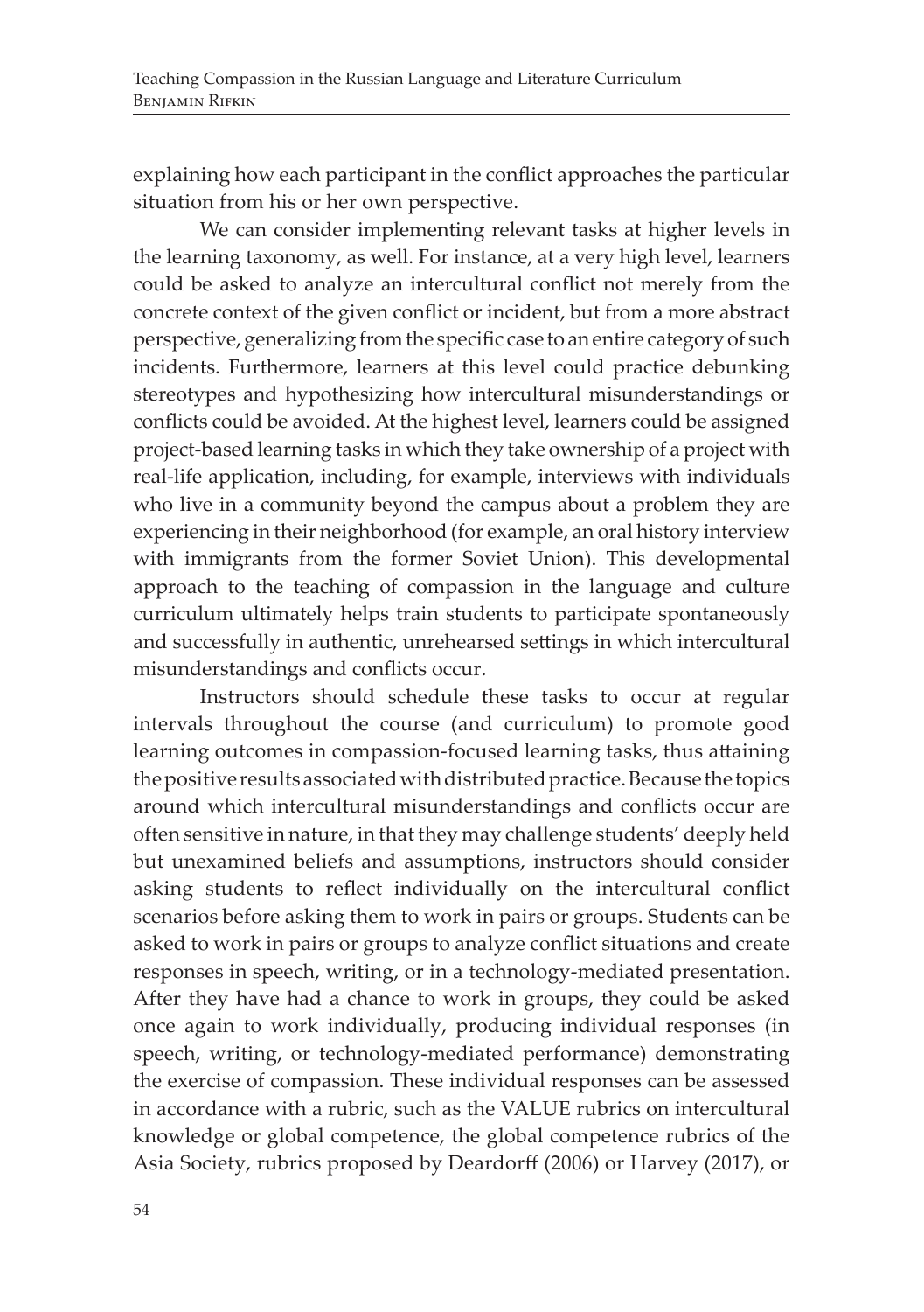explaining how each participant in the conflict approaches the particular situation from his or her own perspective.

We can consider implementing relevant tasks at higher levels in the learning taxonomy, as well. For instance, at a very high level, learners could be asked to analyze an intercultural conflict not merely from the concrete context of the given conflict or incident, but from a more abstract perspective, generalizing from the specific case to an entire category of such incidents. Furthermore, learners at this level could practice debunking stereotypes and hypothesizing how intercultural misunderstandings or conflicts could be avoided. At the highest level, learners could be assigned project-based learning tasks in which they take ownership of a project with real-life application, including, for example, interviews with individuals who live in a community beyond the campus about a problem they are experiencing in their neighborhood (for example, an oral history interview with immigrants from the former Soviet Union). This developmental approach to the teaching of compassion in the language and culture curriculum ultimately helps train students to participate spontaneously and successfully in authentic, unrehearsed settings in which intercultural misunderstandings and conflicts occur.

Instructors should schedule these tasks to occur at regular intervals throughout the course (and curriculum) to promote good learning outcomes in compassion-focused learning tasks, thus attaining the positive results associated with distributed practice. Because the topics around which intercultural misunderstandings and conflicts occur are often sensitive in nature, in that they may challenge students' deeply held but unexamined beliefs and assumptions, instructors should consider asking students to reflect individually on the intercultural conflict scenarios before asking them to work in pairs or groups. Students can be asked to work in pairs or groups to analyze conflict situations and create responses in speech, writing, or in a technology-mediated presentation. After they have had a chance to work in groups, they could be asked once again to work individually, producing individual responses (in speech, writing, or technology-mediated performance) demonstrating the exercise of compassion. These individual responses can be assessed in accordance with a rubric, such as the VALUE rubrics on intercultural knowledge or global competence, the global competence rubrics of the Asia Society, rubrics proposed by Deardorff (2006) or Harvey (2017), or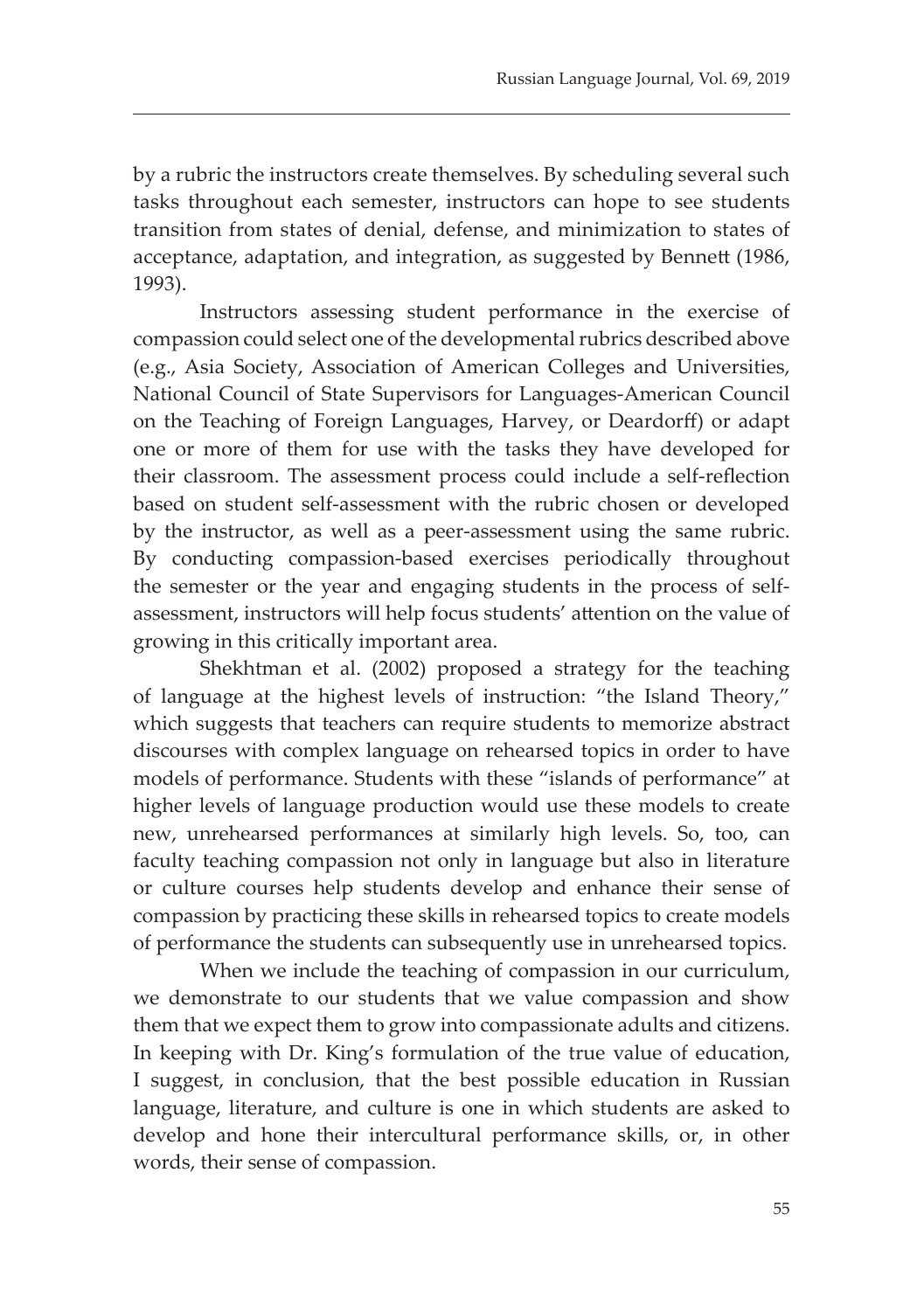by a rubric the instructors create themselves. By scheduling several such tasks throughout each semester, instructors can hope to see students transition from states of denial, defense, and minimization to states of acceptance, adaptation, and integration, as suggested by Bennett (1986, 1993).

Instructors assessing student performance in the exercise of compassion could select one of the developmental rubrics described above (e.g., Asia Society, Association of American Colleges and Universities, National Council of State Supervisors for Languages-American Council on the Teaching of Foreign Languages, Harvey, or Deardorff) or adapt one or more of them for use with the tasks they have developed for their classroom. The assessment process could include a self-reflection based on student self-assessment with the rubric chosen or developed by the instructor, as well as a peer-assessment using the same rubric. By conducting compassion-based exercises periodically throughout the semester or the year and engaging students in the process of self-assessment, instructors will help focus students' attention on the value of growing in this critically important area.

Shekhtman et al. (2002) proposed a strategy for the teaching of language at the highest levels of instruction: "the Island Theory," which suggests that teachers can require students to memorize abstract discourses with complex language on rehearsed topics in order to have models of performance. Students with these "islands of performance" at higher levels of language production would use these models to create new, unrehearsed performances at similarly high levels. So, too, can faculty teaching compassion not only in language but also in literature or culture courses help students develop and enhance their sense of compassion by practicing these skills in rehearsed topics to create models of performance the students can subsequently use in unrehearsed topics.

When we include the teaching of compassion in our curriculum, we demonstrate to our students that we value compassion and show them that we expect them to grow into compassionate adults and citizens. In keeping with Dr. King's formulation of the true value of education, I suggest, in conclusion, that the best possible education in Russian language, literature, and culture is one in which students are asked to develop and hone their intercultural performance skills, or, in other words, their sense of compassion.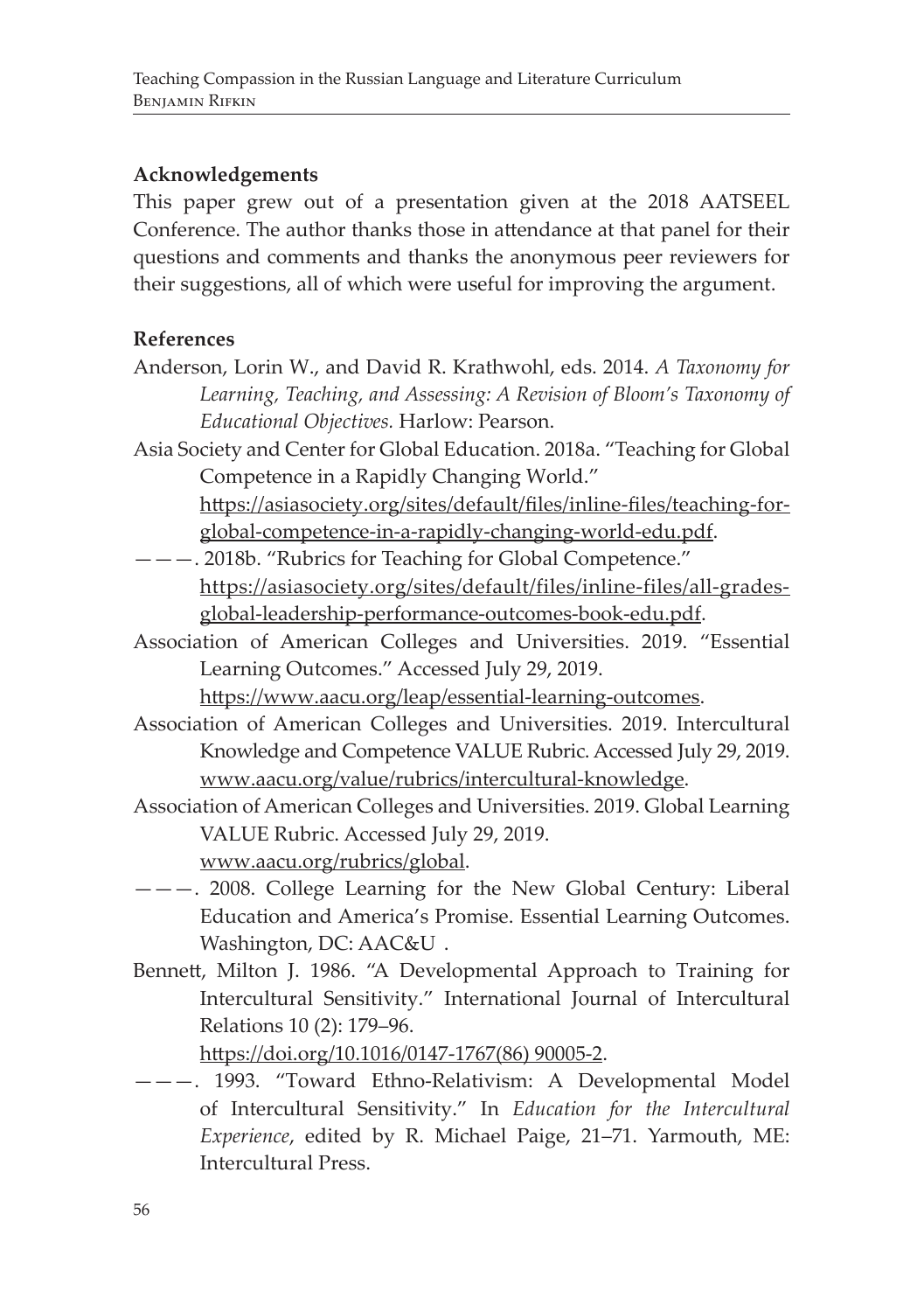## Acknowledgements

This paper grew out of a presentation given at the 2018 AATSEEL Conference. The author thanks those in attendance at that panel for their questions and comments and thanks the anonymous peer reviewers for their suggestions, all of which were useful for improving the argument.

## References

Anderson, Lorin W., and David R. Krathwohl, eds. 2014. *A Taxonomy for Learning, Teaching, and Assessing: A Revision of Bloom's Taxonomy of Educational Objectives.* Harlow: Pearson.

Asia Society and Center for Global Education. 2018a. "Teaching for Global Competence in a Rapidly Changing World." https://asiasociety.org/sites/default/files/inline-files/teaching-for-global-competence-in-a-rapidly-changing-world-edu.pdf.

———. 2018b. "Rubrics for Teaching for Global Competence." https://asiasociety.org/sites/default/files/inline-files/all-grades-global-leadership-performance-outcomes-book-edu.pdf.

Association of American Colleges and Universities. 2019. "Essential Learning Outcomes." Accessed July 29, 2019. https://www.aacu.org/leap/essential-learning-outcomes.

Association of American Colleges and Universities. 2019. Intercultural Knowledge and Competence VALUE Rubric. Accessed July 29, 2019. www.aacu.org/value/rubrics/intercultural-knowledge.

Association of American Colleges and Universities. 2019. Global Learning VALUE Rubric. Accessed July 29, 2019. www.aacu.org/rubrics/global.

———. 2008. College Learning for the New Global Century: Liberal Education and America's Promise. Essential Learning Outcomes. Washington, DC: AAC&U .

Bennett, Milton J. 1986. "A Developmental Approach to Training for Intercultural Sensitivity." International Journal of Intercultural Relations 10 (2): 179–96. https://doi.org/10.1016/0147-1767(86) 90005-2.

———. 1993. "Toward Ethno-Relativism: A Developmental Model of Intercultural Sensitivity." In *Education for the Intercultural Experience*, edited by R. Michael Paige, 21–71. Yarmouth, ME: Intercultural Press.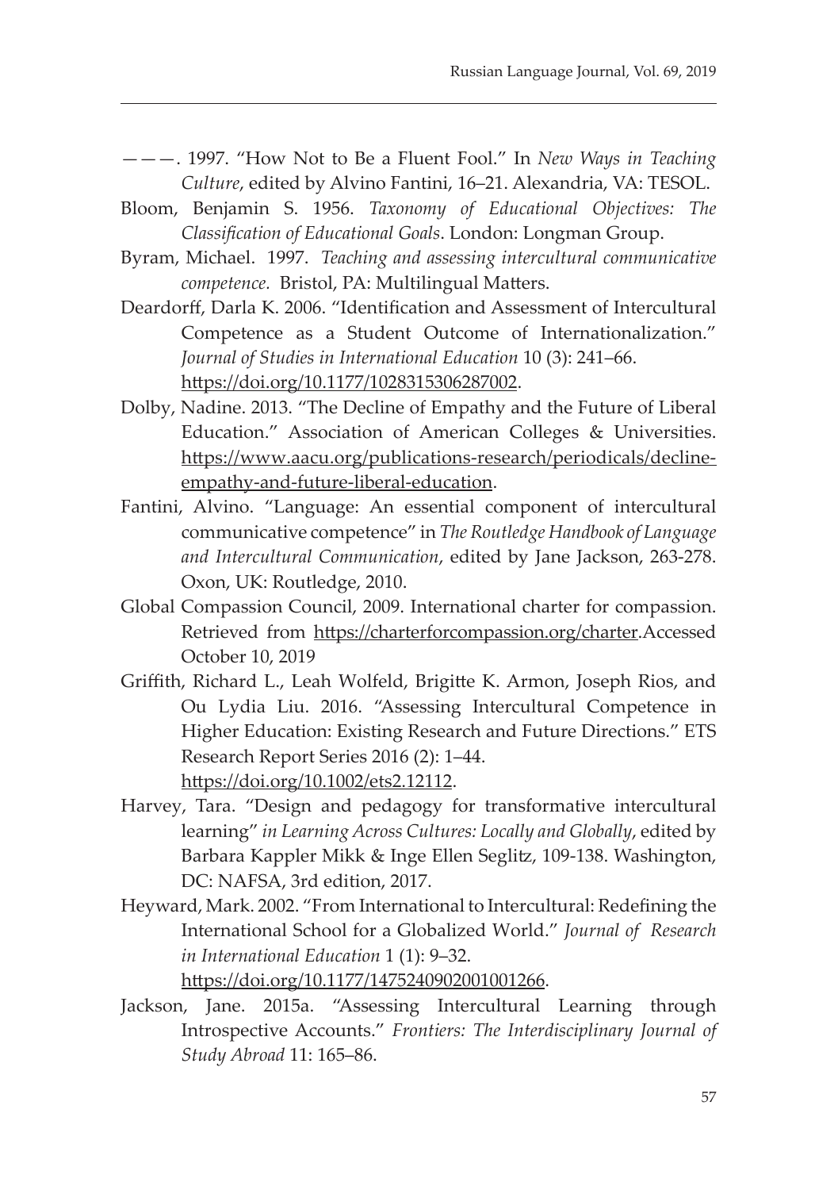———. 1997. "How Not to Be a Fluent Fool." In *New Ways in Teaching Culture*, edited by Alvino Fantini, 16–21. Alexandria, VA: TESOL.

Bloom, Benjamin S. 1956. *Taxonomy of Educational Objectives: The Classification of Educational Goals*. London: Longman Group.

Byram, Michael. 1997. *Teaching and assessing intercultural communicative competence.* Bristol, PA: Multilingual Matters.

Deardorff, Darla K. 2006. "Identification and Assessment of Intercultural Competence as a Student Outcome of Internationalization." *Journal of Studies in International Education* 10 (3): 241–66. https://doi.org/10.1177/1028315306287002.

Dolby, Nadine. 2013. "The Decline of Empathy and the Future of Liberal Education." Association of American Colleges & Universities. https://www.aacu.org/publications-research/periodicals/decline-empathy-and-future-liberal-education.

Fantini, Alvino. "Language: An essential component of intercultural communicative competence" in *The Routledge Handbook of Language and Intercultural Communication*, edited by Jane Jackson, 263-278. Oxon, UK: Routledge, 2010.

Global Compassion Council, 2009. International charter for compassion. Retrieved from https://charterforcompassion.org/charter.Accessed October 10, 2019

Griffith, Richard L., Leah Wolfeld, Brigitte K. Armon, Joseph Rios, and Ou Lydia Liu. 2016. "Assessing Intercultural Competence in Higher Education: Existing Research and Future Directions." ETS Research Report Series 2016 (2): 1–44. https://doi.org/10.1002/ets2.12112.

Harvey, Tara. "Design and pedagogy for transformative intercultural learning" *in Learning Across Cultures: Locally and Globally*, edited by Barbara Kappler Mikk & Inge Ellen Seglitz, 109-138. Washington, DC: NAFSA, 3rd edition, 2017.

Heyward, Mark. 2002. "From International to Intercultural: Redefining the International School for a Globalized World." *Journal of Research in International Education* 1 (1): 9–32. https://doi.org/10.1177/147524090200100126​6.

Jackson, Jane. 2015a. "Assessing Intercultural Learning through Introspective Accounts." *Frontiers: The Interdisciplinary Journal of Study Abroad* 11: 165–86.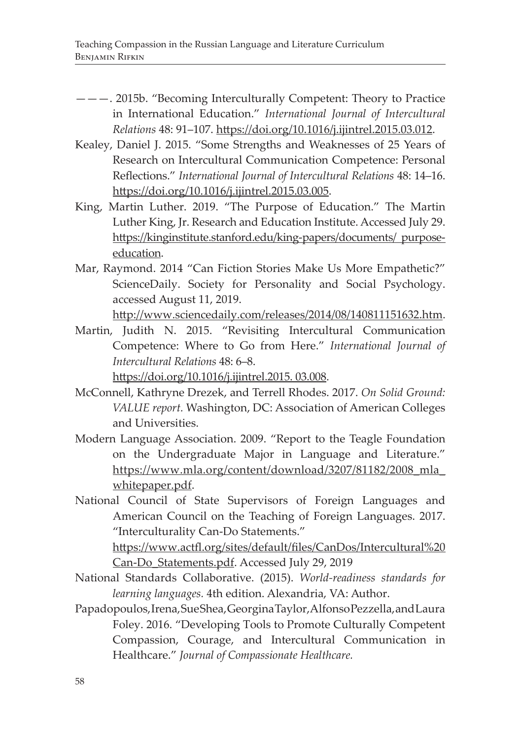———. 2015b. "Becoming Interculturally Competent: Theory to Practice in International Education." *International Journal of Intercultural Relations* 48: 91–107. https://doi.org/10.1016/j.ijintrel.2015.03.012.

Kealey, Daniel J. 2015. "Some Strengths and Weaknesses of 25 Years of Research on Intercultural Communication Competence: Personal Reflections." *International Journal of Intercultural Relations* 48: 14–16. https://doi.org/10.1016/j.ijintrel.2015.03.005.

King, Martin Luther. 2019. "The Purpose of Education." The Martin Luther King, Jr. Research and Education Institute. Accessed July 29. https://kinginstitute.stanford.edu/king-papers/documents/ purpose-education.

Mar, Raymond. 2014 "Can Fiction Stories Make Us More Empathetic?" ScienceDaily. Society for Personality and Social Psychology. accessed August 11, 2019. http://www.sciencedaily.com/releases/2014/08/140811151632.htm.

Martin, Judith N. 2015. "Revisiting Intercultural Communication Competence: Where to Go from Here." *International Journal of Intercultural Relations* 48: 6–8. https://doi.org/10.1016/j.ijintrel.2015. 03.008.

McConnell, Kathryne Drezek, and Terrell Rhodes. 2017. *On Solid Ground: VALUE report.* Washington, DC: Association of American Colleges and Universities.

Modern Language Association. 2009. "Report to the Teagle Foundation on the Undergraduate Major in Language and Literature." https://www.mla.org/content/download/3207/81182/2008_mla_whitepaper.pdf.

National Council of State Supervisors of Foreign Languages and American Council on the Teaching of Foreign Languages. 2017. "Interculturality Can-Do Statements." https://www.actfl.org/sites/default/files/CanDos/Intercultural%20Can-Do_Statements.pdf. Accessed July 29, 2019

National Standards Collaborative. (2015). *World-readiness standards for learning languages.* 4th edition. Alexandria, VA: Author.

Papadopoulos, Irena, Sue Shea, Georgina Taylor, Alfonso Pezzella, and Laura Foley. 2016. "Developing Tools to Promote Culturally Competent Compassion, Courage, and Intercultural Communication in Healthcare." *Journal of Compassionate Healthcare.*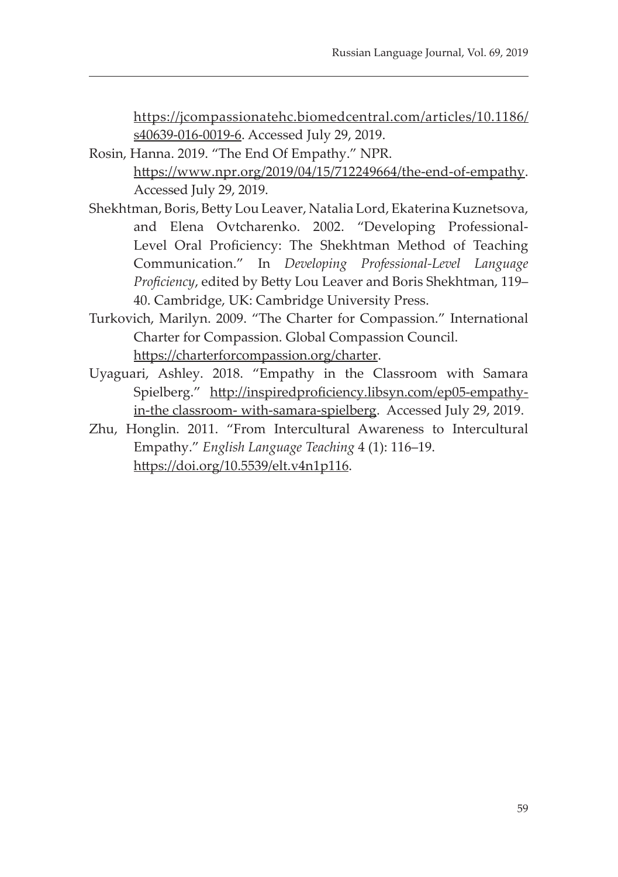https://jcompassionatehc.biomedcentral.com/articles/10.1186/s40639-016-0019-6. Accessed July 29, 2019.

Rosin, Hanna. 2019. "The End Of Empathy." NPR. https://www.npr.org/2019/04/15/712249664/the-end-of-empathy. Accessed July 29, 2019.

Shekhtman, Boris, Betty Lou Leaver, Natalia Lord, Ekaterina Kuznetsova, and Elena Ovtcharenko. 2002. "Developing Professional-Level Oral Proficiency: The Shekhtman Method of Teaching Communication." In *Developing Professional-Level Language Proficiency*, edited by Betty Lou Leaver and Boris Shekhtman, 119–40. Cambridge, UK: Cambridge University Press.

Turkovich, Marilyn. 2009. "The Charter for Compassion." International Charter for Compassion. Global Compassion Council. https://charterforcompassion.org/charter.

Uyaguari, Ashley. 2018. "Empathy in the Classroom with Samara Spielberg." http://inspiredproficiency.libsyn.com/ep05-empathy-in-the classroom- with-samara-spielberg. Accessed July 29, 2019.

Zhu, Honglin. 2011. "From Intercultural Awareness to Intercultural Empathy." *English Language Teaching* 4 (1): 116–19. https://doi.org/10.5539/elt.v4n1p116.